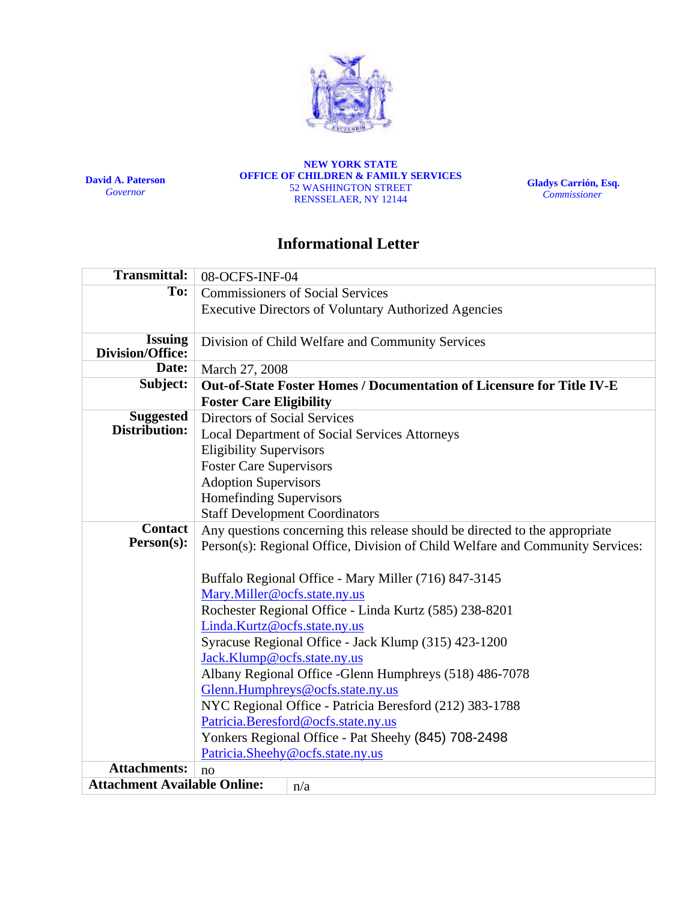**David A. Paterson**
*Governor*

**NEW YORK STATE**
**OFFICE OF CHILDREN & FAMILY SERVICES**
52 WASHINGTON STREET
RENSSELAER, NY 12144

**Gladys Carrión, Esq.**
*Commissioner*

# Informational Letter

| | |
|---|---|
| **Transmittal:** | 08-OCFS-INF-04 |
| **To:** | Commissioners of Social Services<br>Executive Directors of Voluntary Authorized Agencies |
| **Issuing Division/Office:** | Division of Child Welfare and Community Services |
| **Date:** | March 27, 2008 |
| **Subject:** | **Out-of-State Foster Homes / Documentation of Licensure for Title IV-E Foster Care Eligibility** |
| **Suggested Distribution:** | Directors of Social Services<br>Local Department of Social Services Attorneys<br>Eligibility Supervisors<br>Foster Care Supervisors<br>Adoption Supervisors<br>Homefinding Supervisors<br>Staff Development Coordinators |
| **Contact Person(s):** | Any questions concerning this release should be directed to the appropriate Person(s): Regional Office, Division of Child Welfare and Community Services:<br><br>Buffalo Regional Office - Mary Miller (716) 847-3145<br>Mary.Miller@ocfs.state.ny.us<br>Rochester Regional Office - Linda Kurtz (585) 238-8201<br>Linda.Kurtz@ocfs.state.ny.us<br>Syracuse Regional Office - Jack Klump (315) 423-1200<br>Jack.Klump@ocfs.state.ny.us<br>Albany Regional Office -Glenn Humphreys (518) 486-7078<br>Glenn.Humphreys@ocfs.state.ny.us<br>NYC Regional Office - Patricia Beresford (212) 383-1788<br>Patricia.Beresford@ocfs.state.ny.us<br>Yonkers Regional Office - Pat Sheehy (845) 708-2498<br>Patricia.Sheehy@ocfs.state.ny.us |
| **Attachments:** | no |
| **Attachment Available Online:** | n/a |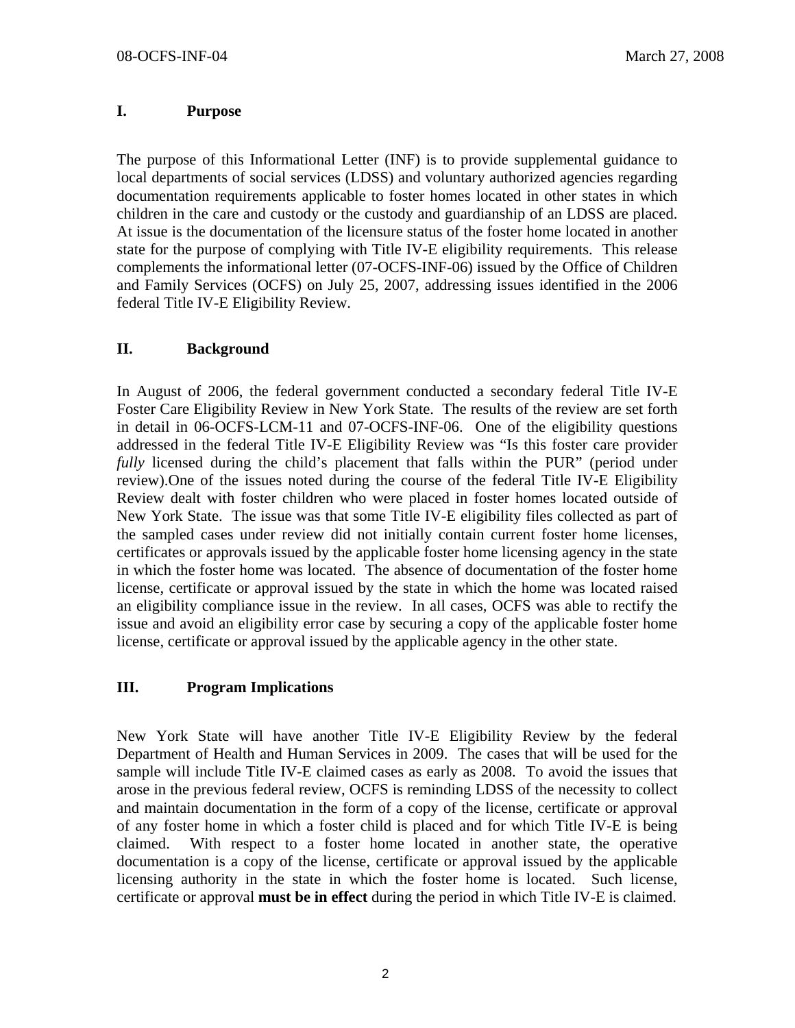## I. Purpose

The purpose of this Informational Letter (INF) is to provide supplemental guidance to local departments of social services (LDSS) and voluntary authorized agencies regarding documentation requirements applicable to foster homes located in other states in which children in the care and custody or the custody and guardianship of an LDSS are placed. At issue is the documentation of the licensure status of the foster home located in another state for the purpose of complying with Title IV-E eligibility requirements. This release complements the informational letter (07-OCFS-INF-06) issued by the Office of Children and Family Services (OCFS) on July 25, 2007, addressing issues identified in the 2006 federal Title IV-E Eligibility Review.

## II. Background

In August of 2006, the federal government conducted a secondary federal Title IV-E Foster Care Eligibility Review in New York State. The results of the review are set forth in detail in 06-OCFS-LCM-11 and 07-OCFS-INF-06. One of the eligibility questions addressed in the federal Title IV-E Eligibility Review was "Is this foster care provider *fully* licensed during the child's placement that falls within the PUR" (period under review).One of the issues noted during the course of the federal Title IV-E Eligibility Review dealt with foster children who were placed in foster homes located outside of New York State. The issue was that some Title IV-E eligibility files collected as part of the sampled cases under review did not initially contain current foster home licenses, certificates or approvals issued by the applicable foster home licensing agency in the state in which the foster home was located. The absence of documentation of the foster home license, certificate or approval issued by the state in which the home was located raised an eligibility compliance issue in the review. In all cases, OCFS was able to rectify the issue and avoid an eligibility error case by securing a copy of the applicable foster home license, certificate or approval issued by the applicable agency in the other state.

## III. Program Implications

New York State will have another Title IV-E Eligibility Review by the federal Department of Health and Human Services in 2009. The cases that will be used for the sample will include Title IV-E claimed cases as early as 2008. To avoid the issues that arose in the previous federal review, OCFS is reminding LDSS of the necessity to collect and maintain documentation in the form of a copy of the license, certificate or approval of any foster home in which a foster child is placed and for which Title IV-E is being claimed. With respect to a foster home located in another state, the operative documentation is a copy of the license, certificate or approval issued by the applicable licensing authority in the state in which the foster home is located. Such license, certificate or approval **must be in effect** during the period in which Title IV-E is claimed.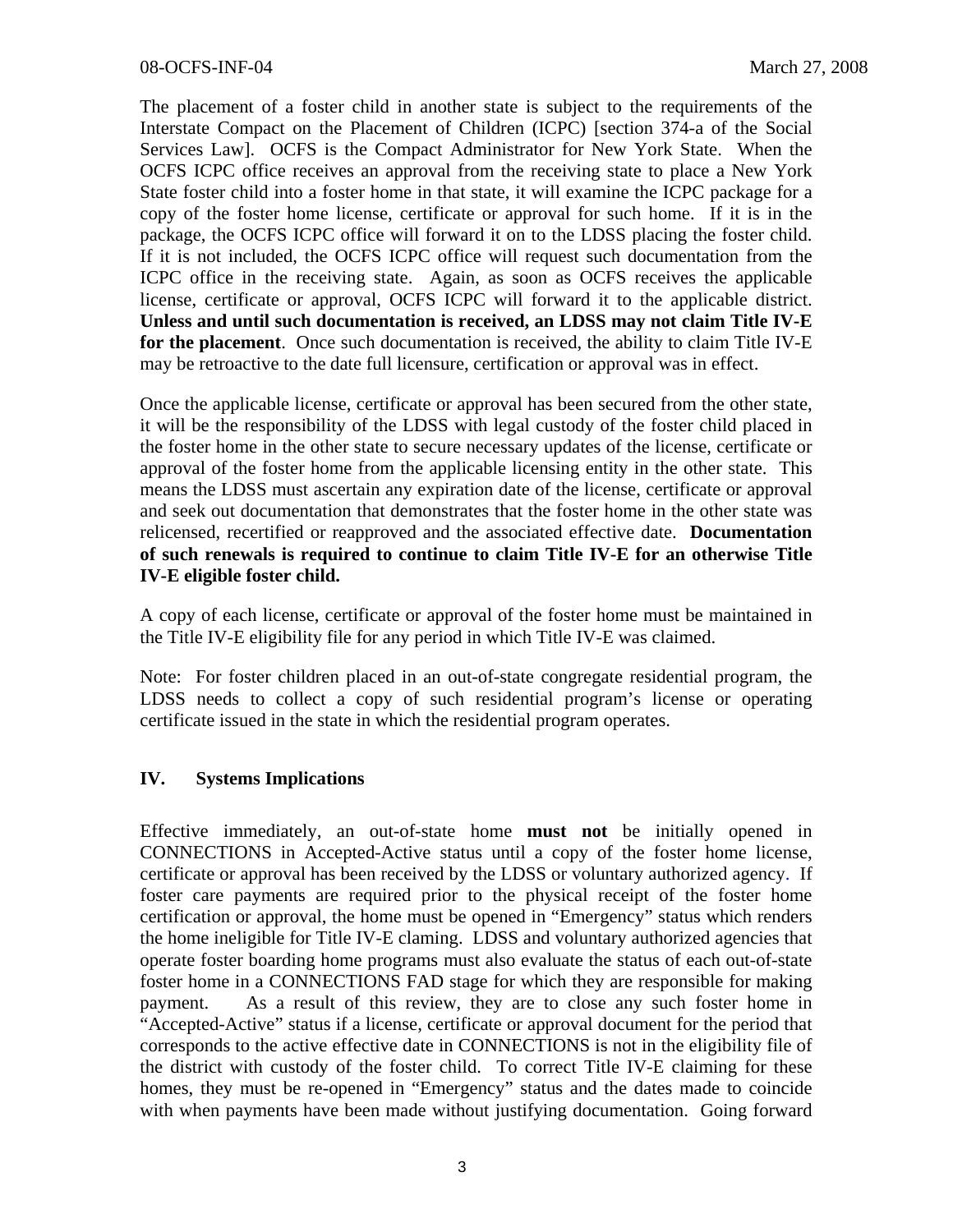The placement of a foster child in another state is subject to the requirements of the Interstate Compact on the Placement of Children (ICPC) [section 374-a of the Social Services Law]. OCFS is the Compact Administrator for New York State. When the OCFS ICPC office receives an approval from the receiving state to place a New York State foster child into a foster home in that state, it will examine the ICPC package for a copy of the foster home license, certificate or approval for such home. If it is in the package, the OCFS ICPC office will forward it on to the LDSS placing the foster child. If it is not included, the OCFS ICPC office will request such documentation from the ICPC office in the receiving state. Again, as soon as OCFS receives the applicable license, certificate or approval, OCFS ICPC will forward it to the applicable district. **Unless and until such documentation is received, an LDSS may not claim Title IV-E for the placement**. Once such documentation is received, the ability to claim Title IV-E may be retroactive to the date full licensure, certification or approval was in effect.

Once the applicable license, certificate or approval has been secured from the other state, it will be the responsibility of the LDSS with legal custody of the foster child placed in the foster home in the other state to secure necessary updates of the license, certificate or approval of the foster home from the applicable licensing entity in the other state. This means the LDSS must ascertain any expiration date of the license, certificate or approval and seek out documentation that demonstrates that the foster home in the other state was relicensed, recertified or reapproved and the associated effective date. **Documentation of such renewals is required to continue to claim Title IV-E for an otherwise Title IV-E eligible foster child.**

A copy of each license, certificate or approval of the foster home must be maintained in the Title IV-E eligibility file for any period in which Title IV-E was claimed.

Note: For foster children placed in an out-of-state congregate residential program, the LDSS needs to collect a copy of such residential program's license or operating certificate issued in the state in which the residential program operates.

## IV. Systems Implications

Effective immediately, an out-of-state home **must not** be initially opened in CONNECTIONS in Accepted-Active status until a copy of the foster home license, certificate or approval has been received by the LDSS or voluntary authorized agency. If foster care payments are required prior to the physical receipt of the foster home certification or approval, the home must be opened in "Emergency" status which renders the home ineligible for Title IV-E claming. LDSS and voluntary authorized agencies that operate foster boarding home programs must also evaluate the status of each out-of-state foster home in a CONNECTIONS FAD stage for which they are responsible for making payment. As a result of this review, they are to close any such foster home in "Accepted-Active" status if a license, certificate or approval document for the period that corresponds to the active effective date in CONNECTIONS is not in the eligibility file of the district with custody of the foster child. To correct Title IV-E claiming for these homes, they must be re-opened in "Emergency" status and the dates made to coincide with when payments have been made without justifying documentation. Going forward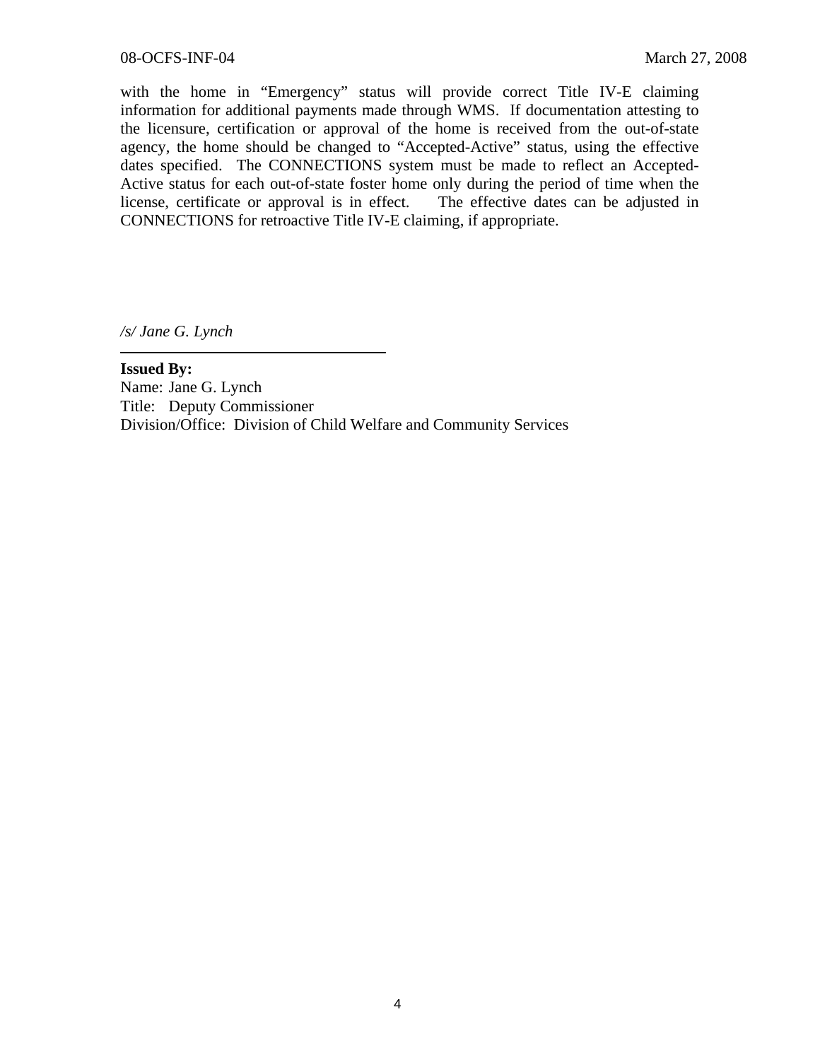with the home in "Emergency" status will provide correct Title IV-E claiming information for additional payments made through WMS. If documentation attesting to the licensure, certification or approval of the home is received from the out-of-state agency, the home should be changed to "Accepted-Active" status, using the effective dates specified. The CONNECTIONS system must be made to reflect an Accepted-Active status for each out-of-state foster home only during the period of time when the license, certificate or approval is in effect. The effective dates can be adjusted in CONNECTIONS for retroactive Title IV-E claiming, if appropriate.

*/s/ Jane G. Lynch*

**Issued By:**
Name: Jane G. Lynch
Title: Deputy Commissioner
Division/Office: Division of Child Welfare and Community Services